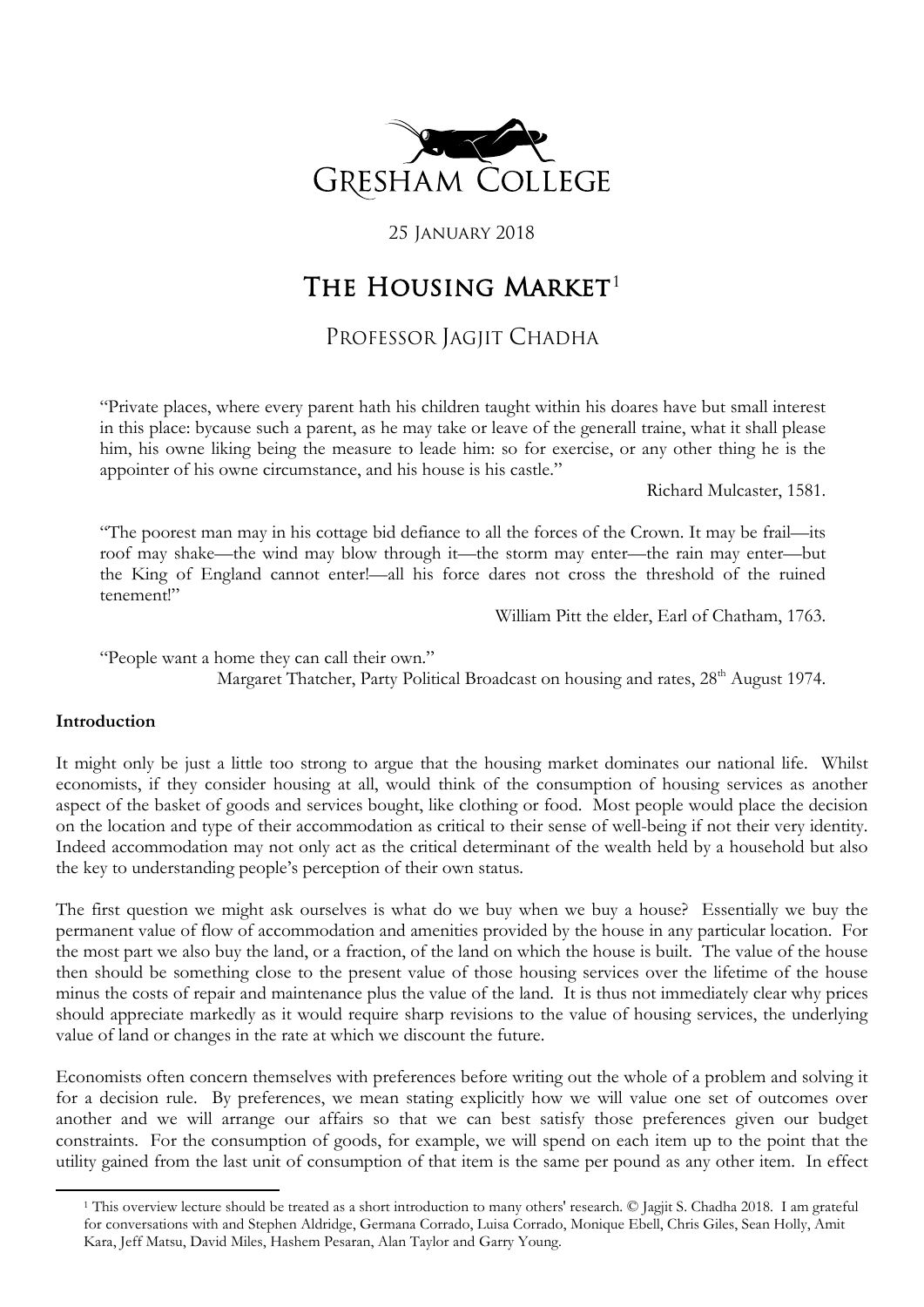Gresham College

25 January 2018

# The Housing Market[1]

## Professor Jagjit Chadha

> "Private places, where every parent hath his children taught within his doares have but small interest in this place: bycause such a parent, as he may take or leave of the generall traine, what it shall please him, his owne liking being the measure to leade him: so for exercise, or any other thing he is the appointer of his owne circumstance, and his house is his castle."
>
> Richard Mulcaster, 1581.

> "The poorest man may in his cottage bid defiance to all the forces of the Crown. It may be frail—its roof may shake—the wind may blow through it—the storm may enter—the rain may enter—but the King of England cannot enter!—all his force dares not cross the threshold of the ruined tenement!"
>
> William Pitt the elder, Earl of Chatham, 1763.

> "People want a home they can call their own."
>
> Margaret Thatcher, Party Political Broadcast on housing and rates, 28th August 1974.

### Introduction

It might only be just a little too strong to argue that the housing market dominates our national life. Whilst economists, if they consider housing at all, would think of the consumption of housing services as another aspect of the basket of goods and services bought, like clothing or food. Most people would place the decision on the location and type of their accommodation as critical to their sense of well-being if not their very identity. Indeed accommodation may not only act as the critical determinant of the wealth held by a household but also the key to understanding people's perception of their own status.

The first question we might ask ourselves is what do we buy when we buy a house? Essentially we buy the permanent value of flow of accommodation and amenities provided by the house in any particular location. For the most part we also buy the land, or a fraction, of the land on which the house is built. The value of the house then should be something close to the present value of those housing services over the lifetime of the house minus the costs of repair and maintenance plus the value of the land. It is thus not immediately clear why prices should appreciate markedly as it would require sharp revisions to the value of housing services, the underlying value of land or changes in the rate at which we discount the future.

Economists often concern themselves with preferences before writing out the whole of a problem and solving it for a decision rule. By preferences, we mean stating explicitly how we will value one set of outcomes over another and we will arrange our affairs so that we can best satisfy those preferences given our budget constraints. For the consumption of goods, for example, we will spend on each item up to the point that the utility gained from the last unit of consumption of that item is the same per pound as any other item. In effect

---

[1] This overview lecture should be treated as a short introduction to many others' research. © Jagjit S. Chadha 2018. I am grateful for conversations with and Stephen Aldridge, Germana Corrado, Luisa Corrado, Monique Ebell, Chris Giles, Sean Holly, Amit Kara, Jeff Matsu, David Miles, Hashem Pesaran, Alan Taylor and Garry Young.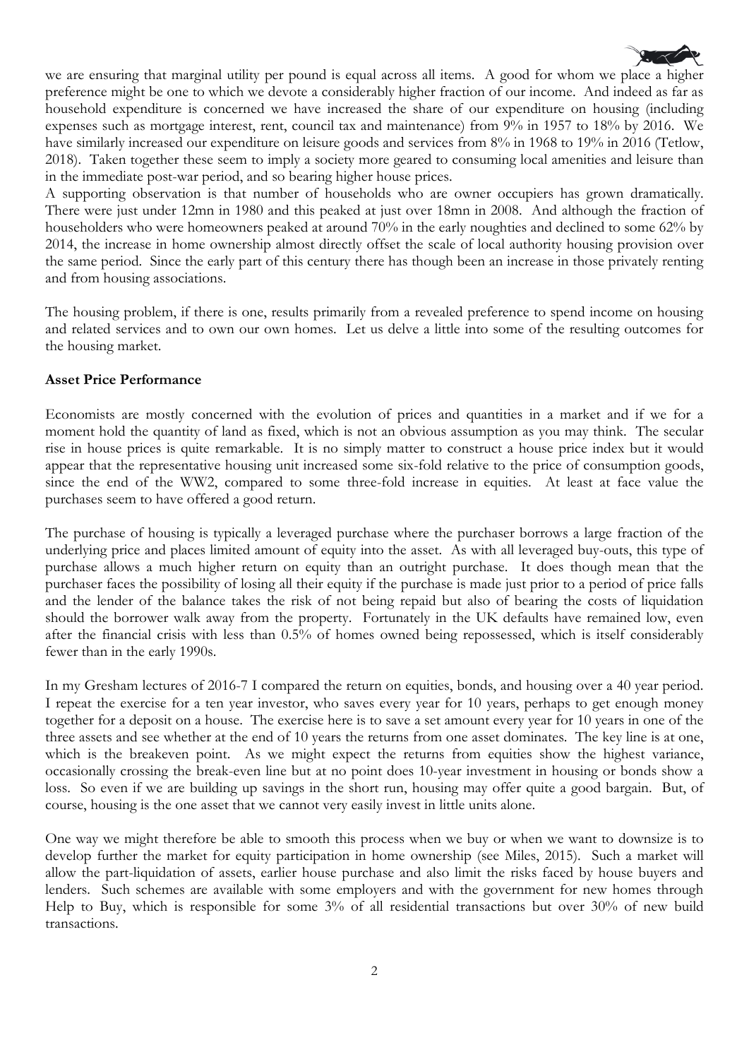we are ensuring that marginal utility per pound is equal across all items. A good for whom we place a higher preference might be one to which we devote a considerably higher fraction of our income. And indeed as far as household expenditure is concerned we have increased the share of our expenditure on housing (including expenses such as mortgage interest, rent, council tax and maintenance) from 9% in 1957 to 18% by 2016. We have similarly increased our expenditure on leisure goods and services from 8% in 1968 to 19% in 2016 (Tetlow, 2018). Taken together these seem to imply a society more geared to consuming local amenities and leisure than in the immediate post-war period, and so bearing higher house prices.

A supporting observation is that number of households who are owner occupiers has grown dramatically. There were just under 12mn in 1980 and this peaked at just over 18mn in 2008. And although the fraction of householders who were homeowners peaked at around 70% in the early noughties and declined to some 62% by 2014, the increase in home ownership almost directly offset the scale of local authority housing provision over the same period. Since the early part of this century there has though been an increase in those privately renting and from housing associations.

The housing problem, if there is one, results primarily from a revealed preference to spend income on housing and related services and to own our own homes. Let us delve a little into some of the resulting outcomes for the housing market.

**Asset Price Performance**

Economists are mostly concerned with the evolution of prices and quantities in a market and if we for a moment hold the quantity of land as fixed, which is not an obvious assumption as you may think. The secular rise in house prices is quite remarkable. It is no simply matter to construct a house price index but it would appear that the representative housing unit increased some six-fold relative to the price of consumption goods, since the end of the WW2, compared to some three-fold increase in equities. At least at face value the purchases seem to have offered a good return.

The purchase of housing is typically a leveraged purchase where the purchaser borrows a large fraction of the underlying price and places limited amount of equity into the asset. As with all leveraged buy-outs, this type of purchase allows a much higher return on equity than an outright purchase. It does though mean that the purchaser faces the possibility of losing all their equity if the purchase is made just prior to a period of price falls and the lender of the balance takes the risk of not being repaid but also of bearing the costs of liquidation should the borrower walk away from the property. Fortunately in the UK defaults have remained low, even after the financial crisis with less than 0.5% of homes owned being repossessed, which is itself considerably fewer than in the early 1990s.

In my Gresham lectures of 2016-7 I compared the return on equities, bonds, and housing over a 40 year period. I repeat the exercise for a ten year investor, who saves every year for 10 years, perhaps to get enough money together for a deposit on a house. The exercise here is to save a set amount every year for 10 years in one of the three assets and see whether at the end of 10 years the returns from one asset dominates. The key line is at one, which is the breakeven point. As we might expect the returns from equities show the highest variance, occasionally crossing the break-even line but at no point does 10-year investment in housing or bonds show a loss. So even if we are building up savings in the short run, housing may offer quite a good bargain. But, of course, housing is the one asset that we cannot very easily invest in little units alone.

One way we might therefore be able to smooth this process when we buy or when we want to downsize is to develop further the market for equity participation in home ownership (see Miles, 2015). Such a market will allow the part-liquidation of assets, earlier house purchase and also limit the risks faced by house buyers and lenders. Such schemes are available with some employers and with the government for new homes through Help to Buy, which is responsible for some 3% of all residential transactions but over 30% of new build transactions.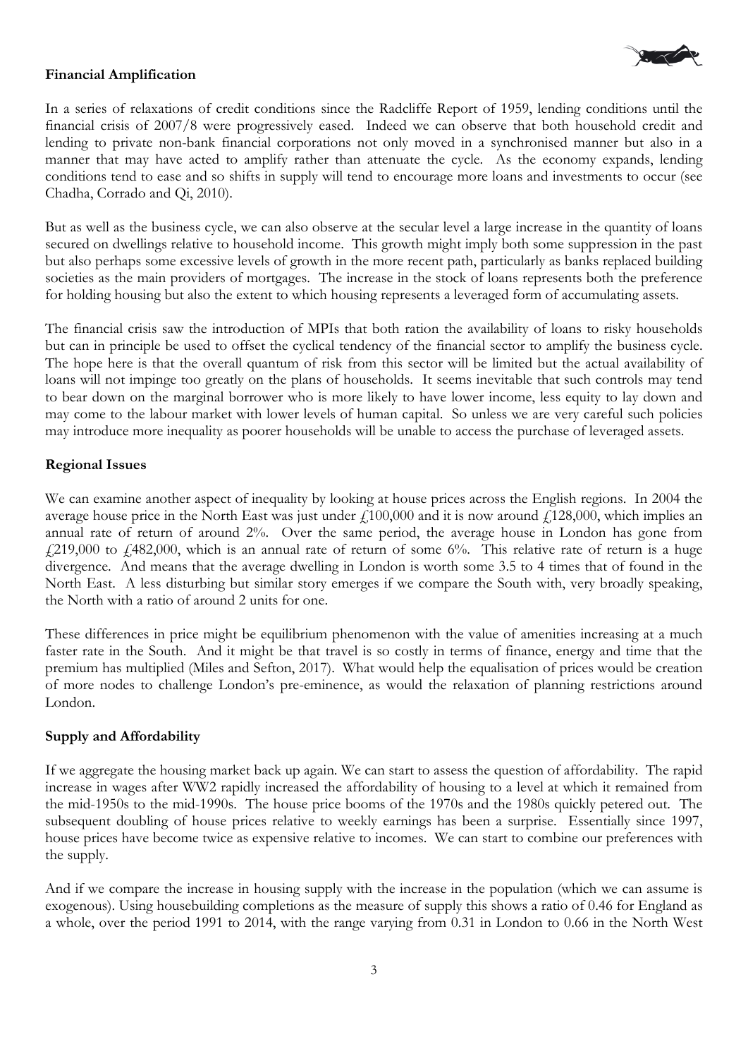**Financial Amplification**

In a series of relaxations of credit conditions since the Radcliffe Report of 1959, lending conditions until the financial crisis of 2007/8 were progressively eased. Indeed we can observe that both household credit and lending to private non-bank financial corporations not only moved in a synchronised manner but also in a manner that may have acted to amplify rather than attenuate the cycle. As the economy expands, lending conditions tend to ease and so shifts in supply will tend to encourage more loans and investments to occur (see Chadha, Corrado and Qi, 2010).

But as well as the business cycle, we can also observe at the secular level a large increase in the quantity of loans secured on dwellings relative to household income. This growth might imply both some suppression in the past but also perhaps some excessive levels of growth in the more recent path, particularly as banks replaced building societies as the main providers of mortgages. The increase in the stock of loans represents both the preference for holding housing but also the extent to which housing represents a leveraged form of accumulating assets.

The financial crisis saw the introduction of MPIs that both ration the availability of loans to risky households but can in principle be used to offset the cyclical tendency of the financial sector to amplify the business cycle. The hope here is that the overall quantum of risk from this sector will be limited but the actual availability of loans will not impinge too greatly on the plans of households. It seems inevitable that such controls may tend to bear down on the marginal borrower who is more likely to have lower income, less equity to lay down and may come to the labour market with lower levels of human capital. So unless we are very careful such policies may introduce more inequality as poorer households will be unable to access the purchase of leveraged assets.

**Regional Issues**

We can examine another aspect of inequality by looking at house prices across the English regions. In 2004 the average house price in the North East was just under £100,000 and it is now around £128,000, which implies an annual rate of return of around 2%. Over the same period, the average house in London has gone from £219,000 to £482,000, which is an annual rate of return of some 6%. This relative rate of return is a huge divergence. And means that the average dwelling in London is worth some 3.5 to 4 times that of found in the North East. A less disturbing but similar story emerges if we compare the South with, very broadly speaking, the North with a ratio of around 2 units for one.

These differences in price might be equilibrium phenomenon with the value of amenities increasing at a much faster rate in the South. And it might be that travel is so costly in terms of finance, energy and time that the premium has multiplied (Miles and Sefton, 2017). What would help the equalisation of prices would be creation of more nodes to challenge London's pre-eminence, as would the relaxation of planning restrictions around London.

**Supply and Affordability**

If we aggregate the housing market back up again. We can start to assess the question of affordability. The rapid increase in wages after WW2 rapidly increased the affordability of housing to a level at which it remained from the mid-1950s to the mid-1990s. The house price booms of the 1970s and the 1980s quickly petered out. The subsequent doubling of house prices relative to weekly earnings has been a surprise. Essentially since 1997, house prices have become twice as expensive relative to incomes. We can start to combine our preferences with the supply.

And if we compare the increase in housing supply with the increase in the population (which we can assume is exogenous). Using housebuilding completions as the measure of supply this shows a ratio of 0.46 for England as a whole, over the period 1991 to 2014, with the range varying from 0.31 in London to 0.66 in the North West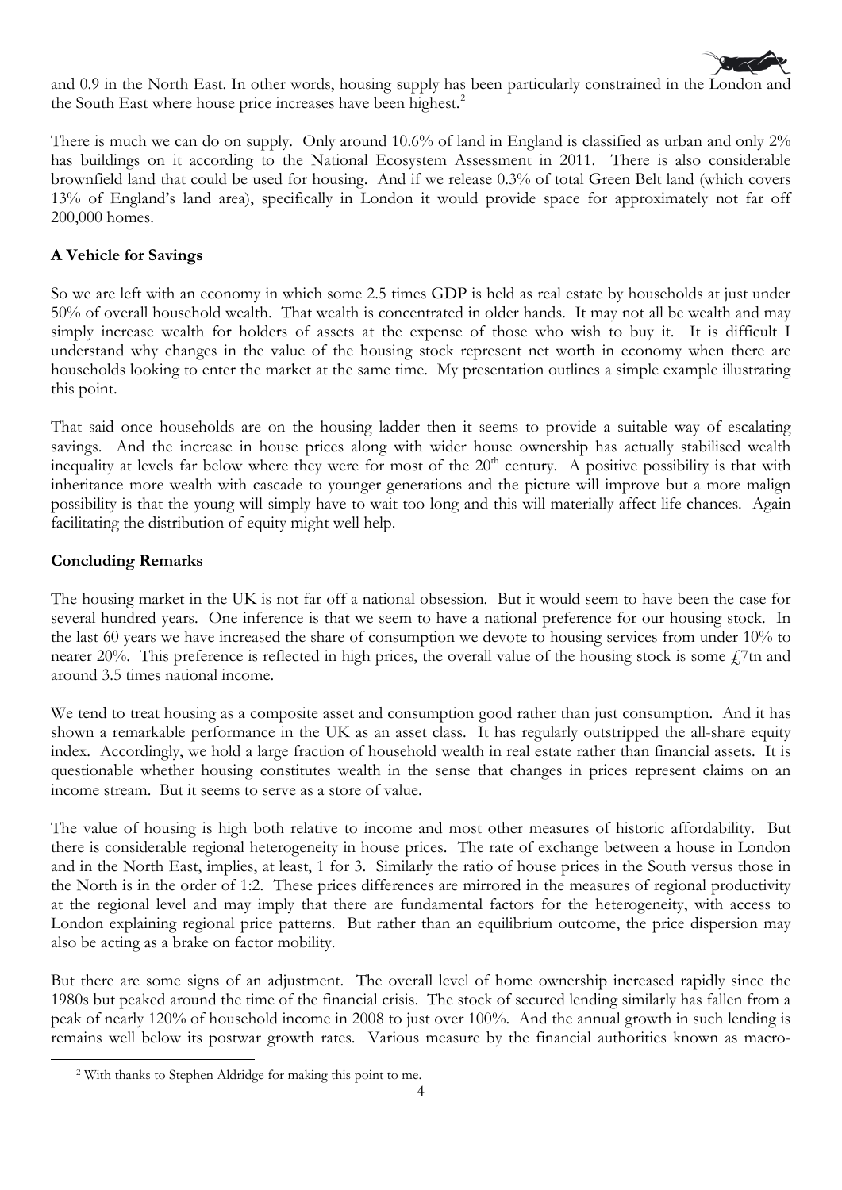and 0.9 in the North East. In other words, housing supply has been particularly constrained in the London and the South East where house price increases have been highest.[2]

There is much we can do on supply. Only around 10.6% of land in England is classified as urban and only 2% has buildings on it according to the National Ecosystem Assessment in 2011. There is also considerable brownfield land that could be used for housing. And if we release 0.3% of total Green Belt land (which covers 13% of England's land area), specifically in London it would provide space for approximately not far off 200,000 homes.

**A Vehicle for Savings**

So we are left with an economy in which some 2.5 times GDP is held as real estate by households at just under 50% of overall household wealth. That wealth is concentrated in older hands. It may not all be wealth and may simply increase wealth for holders of assets at the expense of those who wish to buy it. It is difficult I understand why changes in the value of the housing stock represent net worth in economy when there are households looking to enter the market at the same time. My presentation outlines a simple example illustrating this point.

That said once households are on the housing ladder then it seems to provide a suitable way of escalating savings. And the increase in house prices along with wider house ownership has actually stabilised wealth inequality at levels far below where they were for most of the 20th century. A positive possibility is that with inheritance more wealth with cascade to younger generations and the picture will improve but a more malign possibility is that the young will simply have to wait too long and this will materially affect life chances. Again facilitating the distribution of equity might well help.

**Concluding Remarks**

The housing market in the UK is not far off a national obsession. But it would seem to have been the case for several hundred years. One inference is that we seem to have a national preference for our housing stock. In the last 60 years we have increased the share of consumption we devote to housing services from under 10% to nearer 20%. This preference is reflected in high prices, the overall value of the housing stock is some £7tn and around 3.5 times national income.

We tend to treat housing as a composite asset and consumption good rather than just consumption. And it has shown a remarkable performance in the UK as an asset class. It has regularly outstripped the all-share equity index. Accordingly, we hold a large fraction of household wealth in real estate rather than financial assets. It is questionable whether housing constitutes wealth in the sense that changes in prices represent claims on an income stream. But it seems to serve as a store of value.

The value of housing is high both relative to income and most other measures of historic affordability. But there is considerable regional heterogeneity in house prices. The rate of exchange between a house in London and in the North East, implies, at least, 1 for 3. Similarly the ratio of house prices in the South versus those in the North is in the order of 1:2. These prices differences are mirrored in the measures of regional productivity at the regional level and may imply that there are fundamental factors for the heterogeneity, with access to London explaining regional price patterns. But rather than an equilibrium outcome, the price dispersion may also be acting as a brake on factor mobility.

But there are some signs of an adjustment. The overall level of home ownership increased rapidly since the 1980s but peaked around the time of the financial crisis. The stock of secured lending similarly has fallen from a peak of nearly 120% of household income in 2008 to just over 100%. And the annual growth in such lending is remains well below its postwar growth rates. Various measure by the financial authorities known as macro-

[2] With thanks to Stephen Aldridge for making this point to me.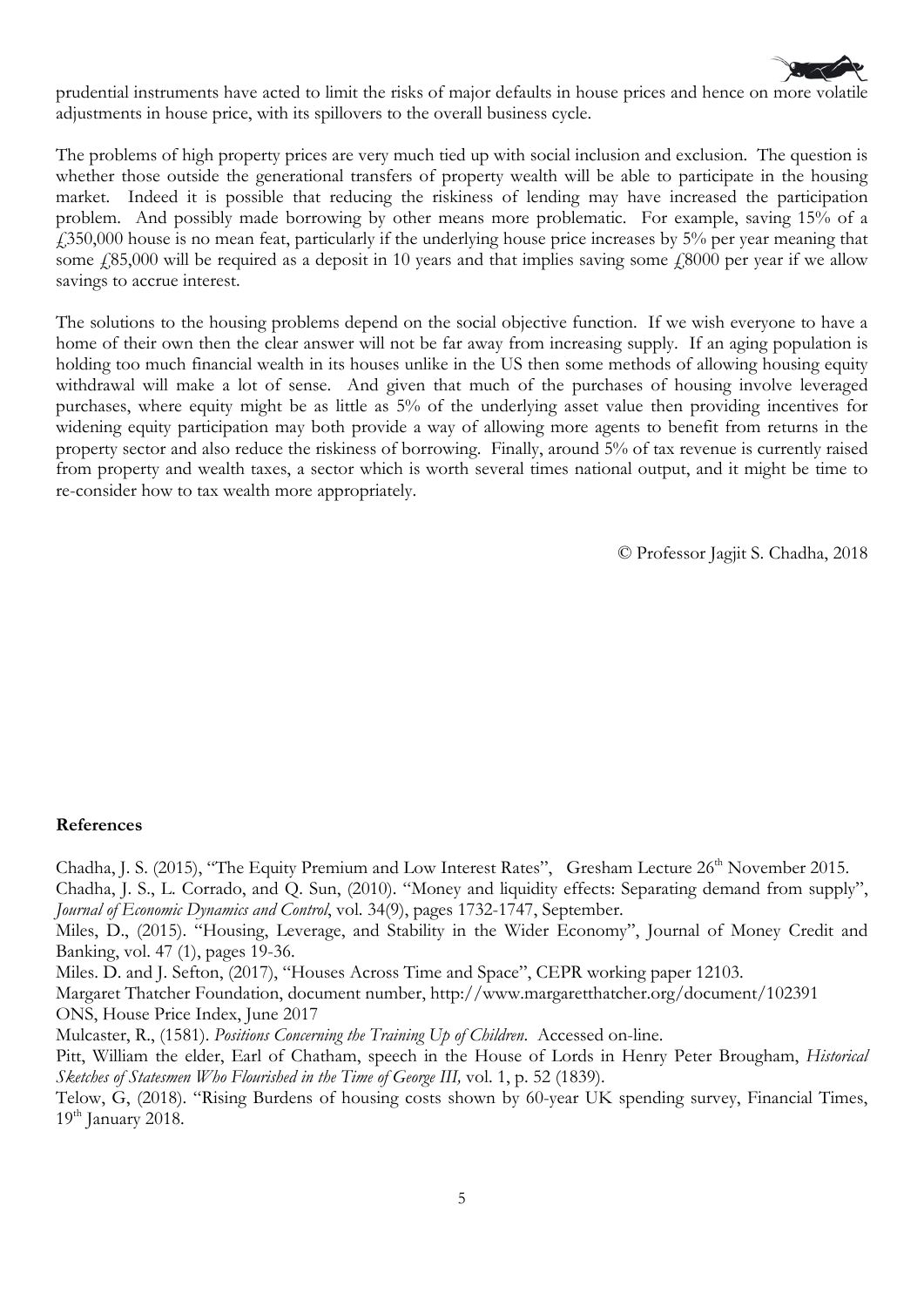prudential instruments have acted to limit the risks of major defaults in house prices and hence on more volatile adjustments in house price, with its spillovers to the overall business cycle.

The problems of high property prices are very much tied up with social inclusion and exclusion. The question is whether those outside the generational transfers of property wealth will be able to participate in the housing market. Indeed it is possible that reducing the riskiness of lending may have increased the participation problem. And possibly made borrowing by other means more problematic. For example, saving 15% of a £350,000 house is no mean feat, particularly if the underlying house price increases by 5% per year meaning that some £85,000 will be required as a deposit in 10 years and that implies saving some £8000 per year if we allow savings to accrue interest.

The solutions to the housing problems depend on the social objective function. If we wish everyone to have a home of their own then the clear answer will not be far away from increasing supply. If an aging population is holding too much financial wealth in its houses unlike in the US then some methods of allowing housing equity withdrawal will make a lot of sense. And given that much of the purchases of housing involve leveraged purchases, where equity might be as little as 5% of the underlying asset value then providing incentives for widening equity participation may both provide a way of allowing more agents to benefit from returns in the property sector and also reduce the riskiness of borrowing. Finally, around 5% of tax revenue is currently raised from property and wealth taxes, a sector which is worth several times national output, and it might be time to re-consider how to tax wealth more appropriately.

© Professor Jagjit S. Chadha, 2018

**References**

Chadha, J. S. (2015), "The Equity Premium and Low Interest Rates", Gresham Lecture 26th November 2015.

Chadha, J. S., L. Corrado, and Q. Sun, (2010). "Money and liquidity effects: Separating demand from supply", *Journal of Economic Dynamics and Control*, vol. 34(9), pages 1732-1747, September.

Miles, D., (2015). "Housing, Leverage, and Stability in the Wider Economy", Journal of Money Credit and Banking, vol. 47 (1), pages 19-36.

Miles. D. and J. Sefton, (2017), "Houses Across Time and Space", CEPR working paper 12103.

Margaret Thatcher Foundation, document number, http://www.margaretthatcher.org/document/102391

ONS, House Price Index, June 2017

Mulcaster, R., (1581). *Positions Concerning the Training Up of Children*. Accessed on-line.

Pitt, William the elder, Earl of Chatham, speech in the House of Lords in Henry Peter Brougham, *Historical Sketches of Statesmen Who Flourished in the Time of George III,* vol. 1, p. 52 (1839).

Telow, G, (2018). "Rising Burdens of housing costs shown by 60-year UK spending survey, Financial Times, 19th January 2018.